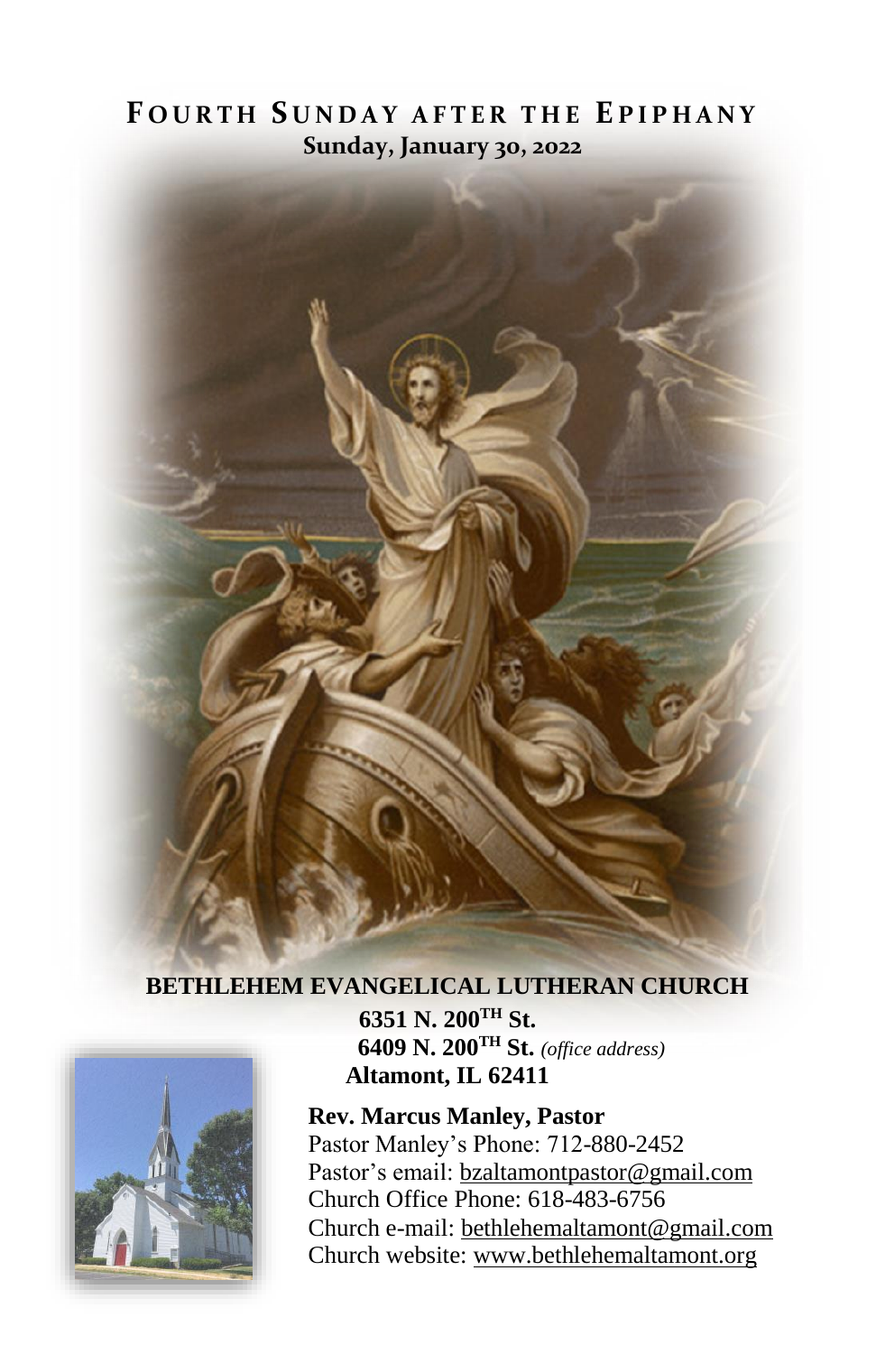# FOURTH SUNDAY AFTER THE EPIPHANY

**Sunday, January 30, 2022**

## BETHLEHEM EVANGELICAL LUTHERAN CHURCH

**6351 N. 200TH St.**
**6409 N. 200TH St.** *(office address)*
**Altamont, IL 62411**

**Rev. Marcus Manley, Pastor**
Pastor Manley's Phone: 712-880-2452
Pastor's email: bzaltamontpastor@gmail.com
Church Office Phone: 618-483-6756
Church e-mail: bethlehemaltamont@gmail.com
Church website: www.bethlehemaltamont.org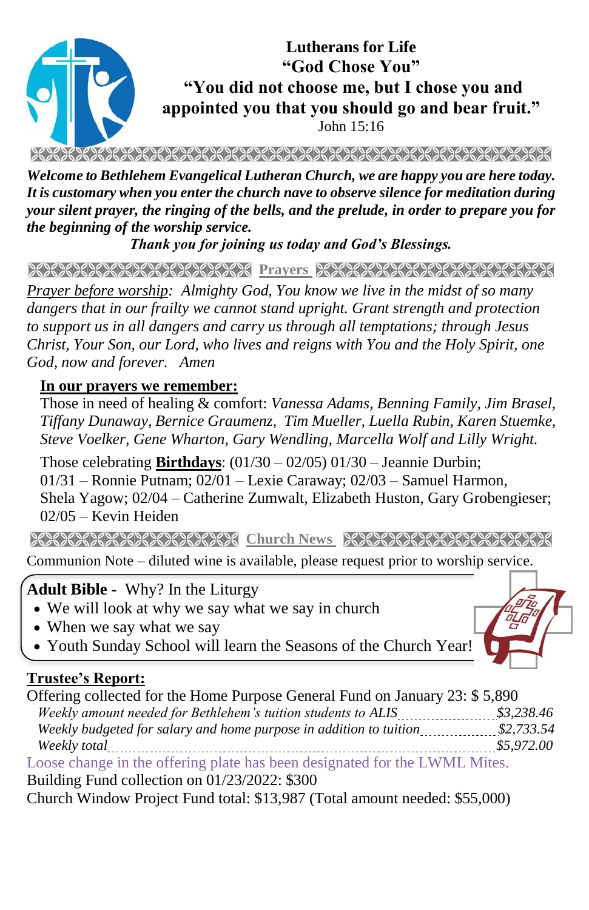**Lutherans for Life**
**"God Chose You"**
**"You did not choose me, but I chose you and appointed you that you should go and bear fruit."**
John 15:16

***Welcome to Bethlehem Evangelical Lutheran Church, we are happy you are here today. It is customary when you enter the church nave to observe silence for meditation during your silent prayer, the ringing of the bells, and the prelude, in order to prepare you for the beginning of the worship service.***

***Thank you for joining us today and God's Blessings.***

## Prayers

*Prayer before worship: Almighty God, You know we live in the midst of so many dangers that in our frailty we cannot stand upright. Grant strength and protection to support us in all dangers and carry us through all temptations; through Jesus Christ, Your Son, our Lord, who lives and reigns with You and the Holy Spirit, one God, now and forever. Amen*

**In our prayers we remember:**

Those in need of healing & comfort: *Vanessa Adams, Benning Family, Jim Brasel, Tiffany Dunaway, Bernice Graumenz, Tim Mueller, Luella Rubin, Karen Stuemke, Steve Voelker, Gene Wharton, Gary Wendling, Marcella Wolf and Lilly Wright.*

Those celebrating **Birthdays**: (01/30 – 02/05) 01/30 – Jeannie Durbin; 01/31 – Ronnie Putnam; 02/01 – Lexie Caraway; 02/03 – Samuel Harmon, Shela Yagow; 02/04 – Catherine Zumwalt, Elizabeth Huston, Gary Grobengieser; 02/05 – Kevin Heiden

## Church News

Communion Note – diluted wine is available, please request prior to worship service.

**Adult Bible -** Why? In the Liturgy

- We will look at why we say what we say in church
- When we say what we say
- Youth Sunday School will learn the Seasons of the Church Year!

**Trustee's Report:**

Offering collected for the Home Purpose General Fund on January 23: $ 5,890

*Weekly amount needed for Bethlehem's tuition students to ALIS ........ $3,238.46*
*Weekly budgeted for salary and home purpose in addition to tuition ........ $2,733.54*
*Weekly total ........ $5,972.00*

Loose change in the offering plate has been designated for the LWML Mites.

Building Fund collection on 01/23/2022: $300

Church Window Project Fund total: $13,987 (Total amount needed: $55,000)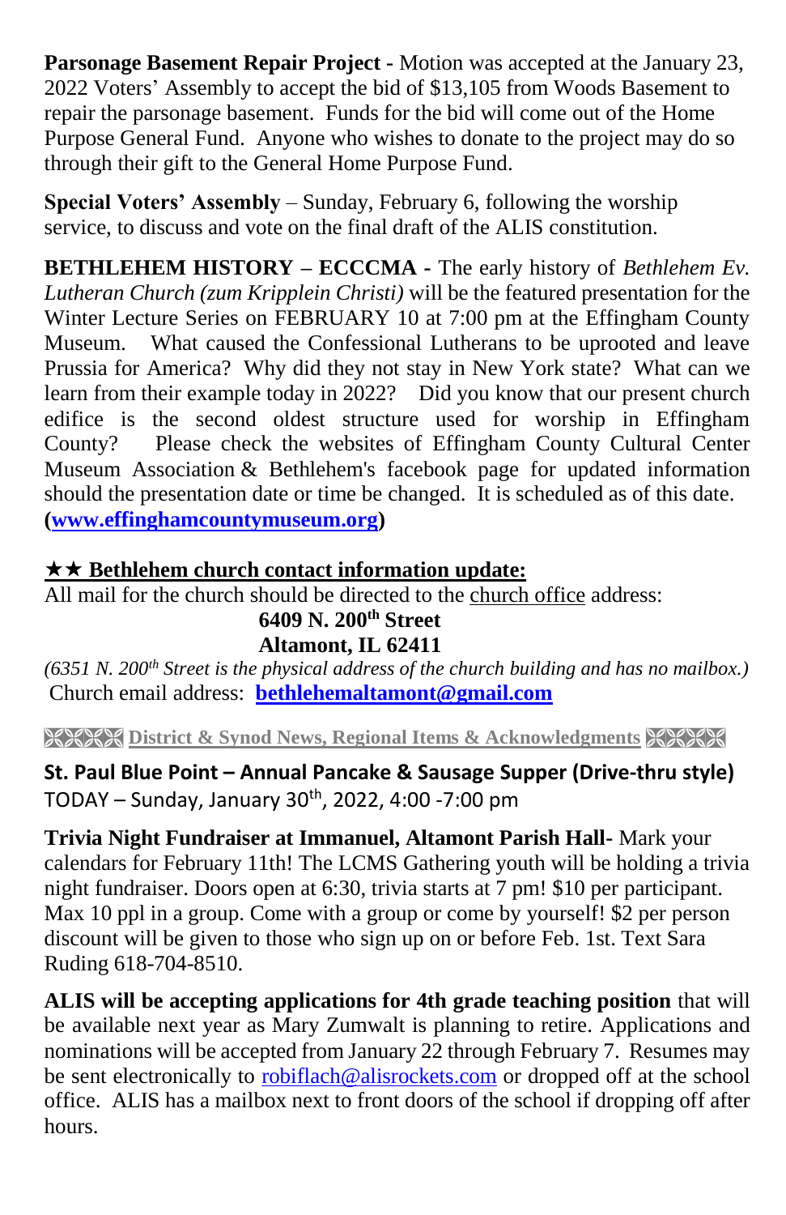**Parsonage Basement Repair Project -** Motion was accepted at the January 23, 2022 Voters' Assembly to accept the bid of $13,105 from Woods Basement to repair the parsonage basement. Funds for the bid will come out of the Home Purpose General Fund. Anyone who wishes to donate to the project may do so through their gift to the General Home Purpose Fund.

**Special Voters' Assembly** – Sunday, February 6, following the worship service, to discuss and vote on the final draft of the ALIS constitution.

**BETHLEHEM HISTORY – ECCCMA -** The early history of *Bethlehem Ev. Lutheran Church (zum Kripplein Christi)* will be the featured presentation for the Winter Lecture Series on FEBRUARY 10 at 7:00 pm at the Effingham County Museum. What caused the Confessional Lutherans to be uprooted and leave Prussia for America? Why did they not stay in New York state? What can we learn from their example today in 2022? Did you know that our present church edifice is the second oldest structure used for worship in Effingham County? Please check the websites of Effingham County Cultural Center Museum Association & Bethlehem's facebook page for updated information should the presentation date or time be changed. It is scheduled as of this date. **(www.effinghamcountymuseum.org)**

**★★ Bethlehem church contact information update:**

All mail for the church should be directed to the church office address:

**6409 N. 200th Street**
**Altamont, IL 62411**

*(6351 N. 200th Street is the physical address of the church building and has no mailbox.)*

Church email address: **bethlehemaltamont@gmail.com**

## District & Synod News, Regional Items & Acknowledgments

**St. Paul Blue Point – Annual Pancake & Sausage Supper (Drive-thru style)**
TODAY – Sunday, January 30th, 2022, 4:00 -7:00 pm

**Trivia Night Fundraiser at Immanuel, Altamont Parish Hall**- Mark your calendars for February 11th! The LCMS Gathering youth will be holding a trivia night fundraiser. Doors open at 6:30, trivia starts at 7 pm! $10 per participant. Max 10 ppl in a group. Come with a group or come by yourself! $2 per person discount will be given to those who sign up on or before Feb. 1st. Text Sara Ruding 618-704-8510.

**ALIS will be accepting applications for 4th grade teaching position** that will be available next year as Mary Zumwalt is planning to retire. Applications and nominations will be accepted from January 22 through February 7. Resumes may be sent electronically to robiflach@alisrockets.com or dropped off at the school office. ALIS has a mailbox next to front doors of the school if dropping off after hours.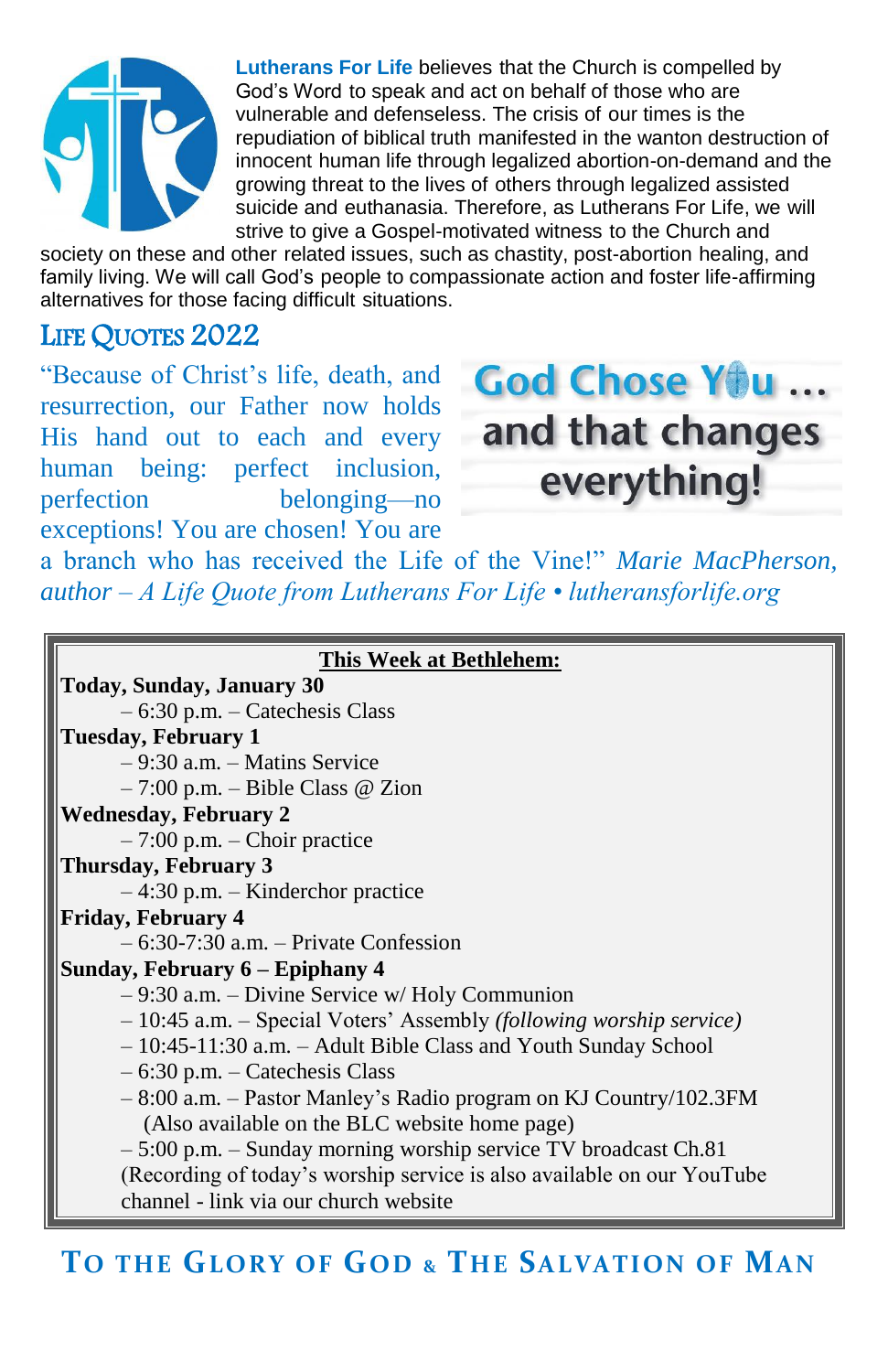**Lutherans For Life** believes that the Church is compelled by God's Word to speak and act on behalf of those who are vulnerable and defenseless. The crisis of our times is the repudiation of biblical truth manifested in the wanton destruction of innocent human life through legalized abortion-on-demand and the growing threat to the lives of others through legalized assisted suicide and euthanasia. Therefore, as Lutherans For Life, we will strive to give a Gospel-motivated witness to the Church and society on these and other related issues, such as chastity, post-abortion healing, and family living. We will call God's people to compassionate action and foster life-affirming alternatives for those facing difficult situations.

## Life Quotes 2022

**God Chose You … and that changes everything!**

"Because of Christ's life, death, and resurrection, our Father now holds His hand out to each and every human being: perfect inclusion, perfection belonging—no exceptions! You are chosen! You are a branch who has received the Life of the Vine!" *Marie MacPherson, author – A Life Quote from Lutherans For Life • lutheransforlife.org*

---

**This Week at Bethlehem:**

**Today, Sunday, January 30**
- 6:30 p.m. – Catechesis Class

**Tuesday, February 1**
- 9:30 a.m. – Matins Service
- 7:00 p.m. – Bible Class @ Zion

**Wednesday, February 2**
- 7:00 p.m. – Choir practice

**Thursday, February 3**
- 4:30 p.m. – Kinderchor practice

**Friday, February 4**
- 6:30-7:30 a.m. – Private Confession

**Sunday, February 6 – Epiphany 4**
- 9:30 a.m. – Divine Service w/ Holy Communion
- 10:45 a.m. – Special Voters' Assembly *(following worship service)*
- 10:45-11:30 a.m. – Adult Bible Class and Youth Sunday School
- 6:30 p.m. – Catechesis Class
- 8:00 a.m. – Pastor Manley's Radio program on KJ Country/102.3FM (Also available on the BLC website home page)
- 5:00 p.m. – Sunday morning worship service TV broadcast Ch.81

(Recording of today's worship service is also available on our YouTube channel - link via our church website

---

**To the Glory of God & The Salvation of Man**